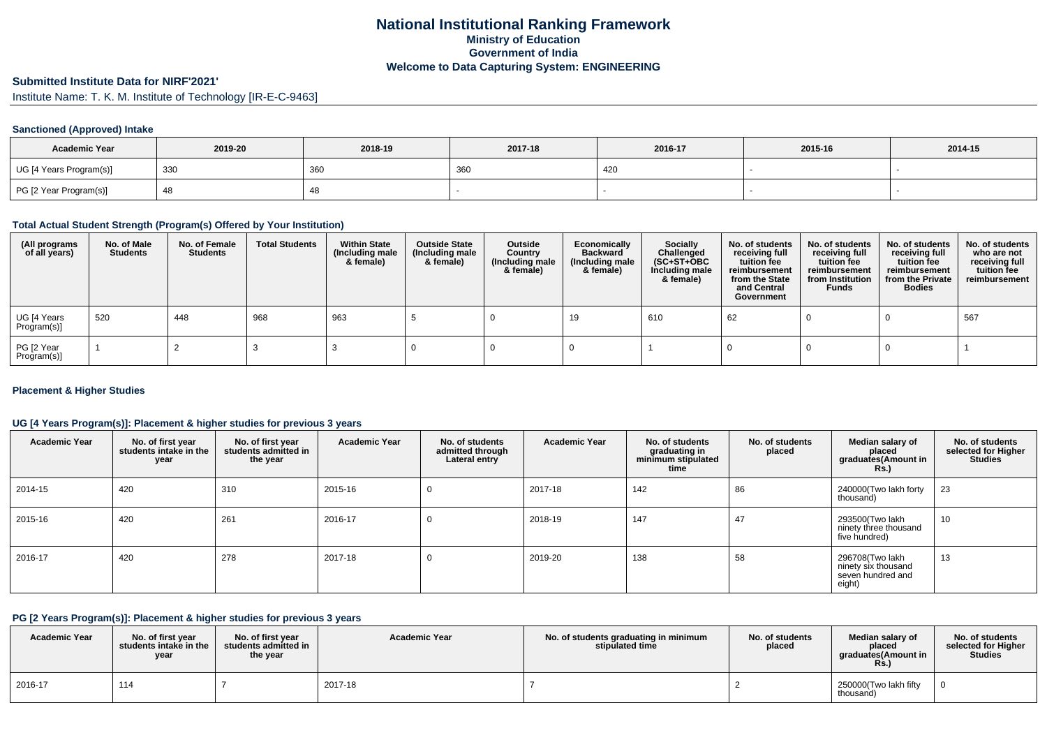# National Institutional Ranking Framework

**Ministry of Education**

**Government of India**

**Welcome to Data Capturing System: ENGINEERING**

## Submitted Institute Data for NIRF'2021'

Institute Name: T. K. M. Institute of Technology [IR-E-C-9463]

### Sanctioned (Approved) Intake

| Academic Year | 2019-20 | 2018-19 | 2017-18 | 2016-17 | 2015-16 | 2014-15 |
|---|---|---|---|---|---|---|
| UG [4 Years Program(s)] | 330 | 360 | 360 | 420 | - | - |
| PG [2 Year Program(s)] | 48 | 48 | - | - | - | - |

### Total Actual Student Strength (Program(s) Offered by Your Institution)

| (All programs of all years) | No. of Male Students | No. of Female Students | Total Students | Within State (Including male & female) | Outside State (Including male & female) | Outside Country (Including male & female) | Economically Backward (Including male & female) | Socially Challenged (SC+ST+OBC Including male & female) | No. of students receiving full tuition fee reimbursement from the State and Central Government | No. of students receiving full tuition fee reimbursement from Institution Funds | No. of students receiving full tuition fee reimbursement from the Private Bodies | No. of students who are not receiving full tuition fee reimbursement |
|---|---|---|---|---|---|---|---|---|---|---|---|---|
| UG [4 Years Program(s)] | 520 | 448 | 968 | 963 | 5 | 0 | 19 | 610 | 62 | 0 | 0 | 567 |
| PG [2 Year Program(s)] | 1 | 2 | 3 | 3 | 0 | 0 | 0 | 1 | 0 | 0 | 0 | 1 |

### Placement & Higher Studies

#### UG [4 Years Program(s)]: Placement & higher studies for previous 3 years

| Academic Year | No. of first year students intake in the year | No. of first year students admitted in the year | Academic Year | No. of students admitted through Lateral entry | Academic Year | No. of students graduating in minimum stipulated time | No. of students placed | Median salary of placed graduates(Amount in Rs.) | No. of students selected for Higher Studies |
|---|---|---|---|---|---|---|---|---|---|
| 2014-15 | 420 | 310 | 2015-16 | 0 | 2017-18 | 142 | 86 | 240000(Two lakh forty thousand) | 23 |
| 2015-16 | 420 | 261 | 2016-17 | 0 | 2018-19 | 147 | 47 | 293500(Two lakh ninety three thousand five hundred) | 10 |
| 2016-17 | 420 | 278 | 2017-18 | 0 | 2019-20 | 138 | 58 | 296708(Two lakh ninety six thousand seven hundred and eight) | 13 |

#### PG [2 Years Program(s)]: Placement & higher studies for previous 3 years

| Academic Year | No. of first year students intake in the year | No. of first year students admitted in the year | Academic Year | No. of students graduating in minimum stipulated time | No. of students placed | Median salary of placed graduates(Amount in Rs.) | No. of students selected for Higher Studies |
|---|---|---|---|---|---|---|---|
| 2016-17 | 114 | 7 | 2017-18 | 7 | 2 | 250000(Two lakh fifty thousand) | 0 |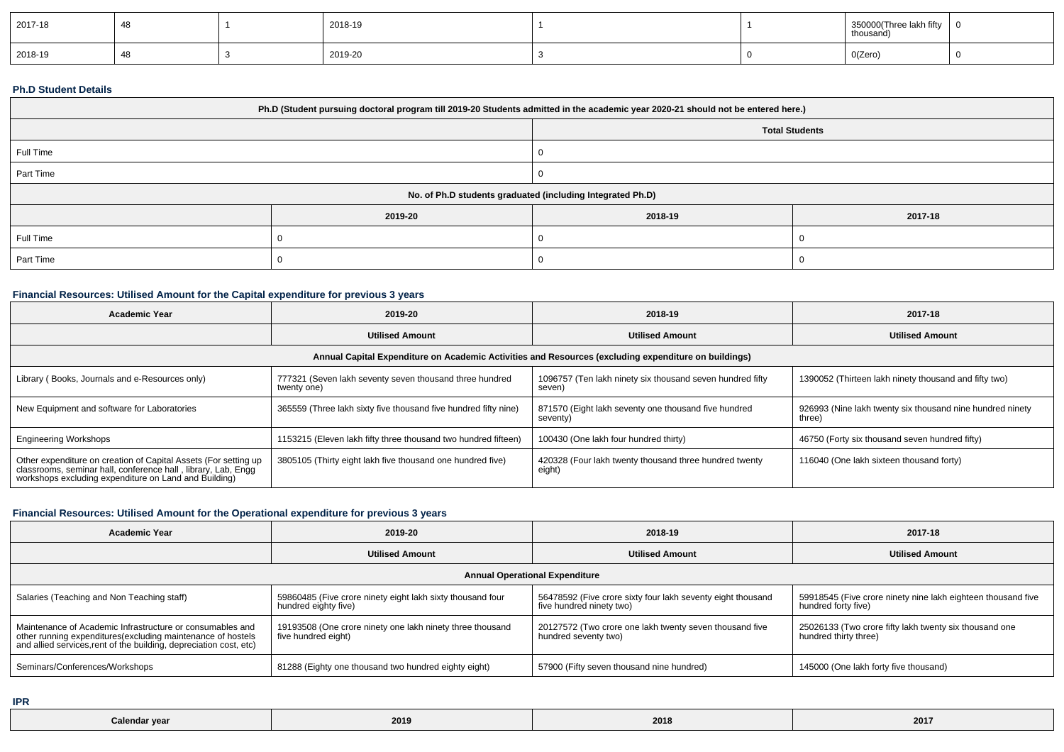| | | | | | | | |
|---|---|---|---|---|---|---|---|
| 2017-18 | 48 | 1 | 2018-19 | 1 | 1 | 350000(Three lakh fifty thousand) | 0 |
| 2018-19 | 48 | 3 | 2019-20 | 3 | 0 | 0(Zero) | 0 |

### Ph.D Student Details

| Ph.D (Student pursuing doctoral program till 2019-20 Students admitted in the academic year 2020-21 should not be entered here.) | | | |
|---|---|---|---|
| | | Total Students | |
| Full Time | | 0 | |
| Part Time | | 0 | |
| No. of Ph.D students graduated (including Integrated Ph.D) | | | |
| | 2019-20 | 2018-19 | 2017-18 |
| Full Time | 0 | 0 | 0 |
| Part Time | 0 | 0 | 0 |

### Financial Resources: Utilised Amount for the Capital expenditure for previous 3 years

| Academic Year | 2019-20 | 2018-19 | 2017-18 |
|---|---|---|---|
| | Utilised Amount | Utilised Amount | Utilised Amount |
| Annual Capital Expenditure on Academic Activities and Resources (excluding expenditure on buildings) | | | |
| Library ( Books, Journals and e-Resources only) | 777321 (Seven lakh seventy seven thousand three hundred twenty one) | 1096757 (Ten lakh ninety six thousand seven hundred fifty seven) | 1390052 (Thirteen lakh ninety thousand and fifty two) |
| New Equipment and software for Laboratories | 365559 (Three lakh sixty five thousand five hundred fifty nine) | 871570 (Eight lakh seventy one thousand five hundred seventy) | 926993 (Nine lakh twenty six thousand nine hundred ninety three) |
| Engineering Workshops | 1153215 (Eleven lakh fifty three thousand two hundred fifteen) | 100430 (One lakh four hundred thirty) | 46750 (Forty six thousand seven hundred fifty) |
| Other expenditure on creation of Capital Assets (For setting up classrooms, seminar hall, conference hall , library, Lab, Engg workshops excluding expenditure on Land and Building) | 3805105 (Thirty eight lakh five thousand one hundred five) | 420328 (Four lakh twenty thousand three hundred twenty eight) | 116040 (One lakh sixteen thousand forty) |

### Financial Resources: Utilised Amount for the Operational expenditure for previous 3 years

| Academic Year | 2019-20 | 2018-19 | 2017-18 |
|---|---|---|---|
| | Utilised Amount | Utilised Amount | Utilised Amount |
| Annual Operational Expenditure | | | |
| Salaries (Teaching and Non Teaching staff) | 59860485 (Five crore ninety eight lakh sixty thousand four hundred eighty five) | 56478592 (Five crore sixty four lakh seventy eight thousand five hundred ninety two) | 59918545 (Five crore ninety nine lakh eighteen thousand five hundred forty five) |
| Maintenance of Academic Infrastructure or consumables and other running expenditures(excluding maintenance of hostels and allied services,rent of the building, depreciation cost, etc) | 19193508 (One crore ninety one lakh ninety three thousand five hundred eight) | 20127572 (Two crore one lakh twenty seven thousand five hundred seventy two) | 25026133 (Two crore fifty lakh twenty six thousand one hundred thirty three) |
| Seminars/Conferences/Workshops | 81288 (Eighty one thousand two hundred eighty eight) | 57900 (Fifty seven thousand nine hundred) | 145000 (One lakh forty five thousand) |

### IPR

| Calendar year | 2019 | 2018 | 2017 |
|---|---|---|---|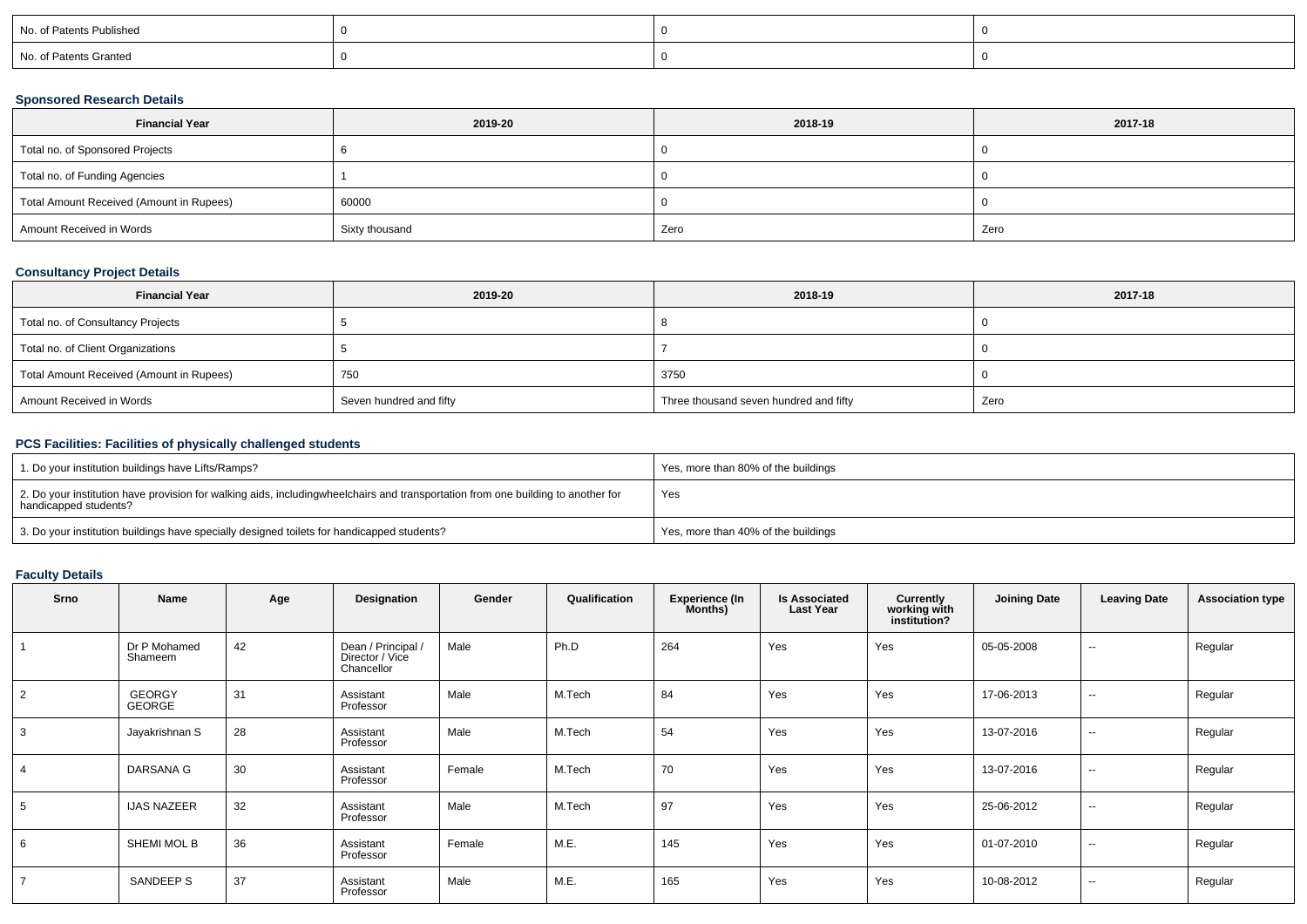| | | | |
|---|---|---|---|
| No. of Patents Published | 0 | 0 | 0 |
| No. of Patents Granted | 0 | 0 | 0 |

### Sponsored Research Details

| Financial Year | 2019-20 | 2018-19 | 2017-18 |
|---|---|---|---|
| Total no. of Sponsored Projects | 6 | 0 | 0 |
| Total no. of Funding Agencies | 1 | 0 | 0 |
| Total Amount Received (Amount in Rupees) | 60000 | 0 | 0 |
| Amount Received in Words | Sixty thousand | Zero | Zero |

### Consultancy Project Details

| Financial Year | 2019-20 | 2018-19 | 2017-18 |
|---|---|---|---|
| Total no. of Consultancy Projects | 5 | 8 | 0 |
| Total no. of Client Organizations | 5 | 7 | 0 |
| Total Amount Received (Amount in Rupees) | 750 | 3750 | 0 |
| Amount Received in Words | Seven hundred and fifty | Three thousand seven hundred and fifty | Zero |

### PCS Facilities: Facilities of physically challenged students

| | |
|---|---|
| 1. Do your institution buildings have Lifts/Ramps? | Yes, more than 80% of the buildings |
| 2. Do your institution have provision for walking aids, includingwheelchairs and transportation from one building to another for handicapped students? | Yes |
| 3. Do your institution buildings have specially designed toilets for handicapped students? | Yes, more than 40% of the buildings |

### Faculty Details

| Srno | Name | Age | Designation | Gender | Qualification | Experience (In Months) | Is Associated Last Year | Currently working with institution? | Joining Date | Leaving Date | Association type |
|---|---|---|---|---|---|---|---|---|---|---|---|
| 1 | Dr P Mohamed Shameem | 42 | Dean / Principal / Director / Vice Chancellor | Male | Ph.D | 264 | Yes | Yes | 05-05-2008 | -- | Regular |
| 2 | GEORGY GEORGE | 31 | Assistant Professor | Male | M.Tech | 84 | Yes | Yes | 17-06-2013 | -- | Regular |
| 3 | Jayakrishnan S | 28 | Assistant Professor | Male | M.Tech | 54 | Yes | Yes | 13-07-2016 | -- | Regular |
| 4 | DARSANA G | 30 | Assistant Professor | Female | M.Tech | 70 | Yes | Yes | 13-07-2016 | -- | Regular |
| 5 | IJAS NAZEER | 32 | Assistant Professor | Male | M.Tech | 97 | Yes | Yes | 25-06-2012 | -- | Regular |
| 6 | SHEMI MOL B | 36 | Assistant Professor | Female | M.E. | 145 | Yes | Yes | 01-07-2010 | -- | Regular |
| 7 | SANDEEP S | 37 | Assistant Professor | Male | M.E. | 165 | Yes | Yes | 10-08-2012 | -- | Regular |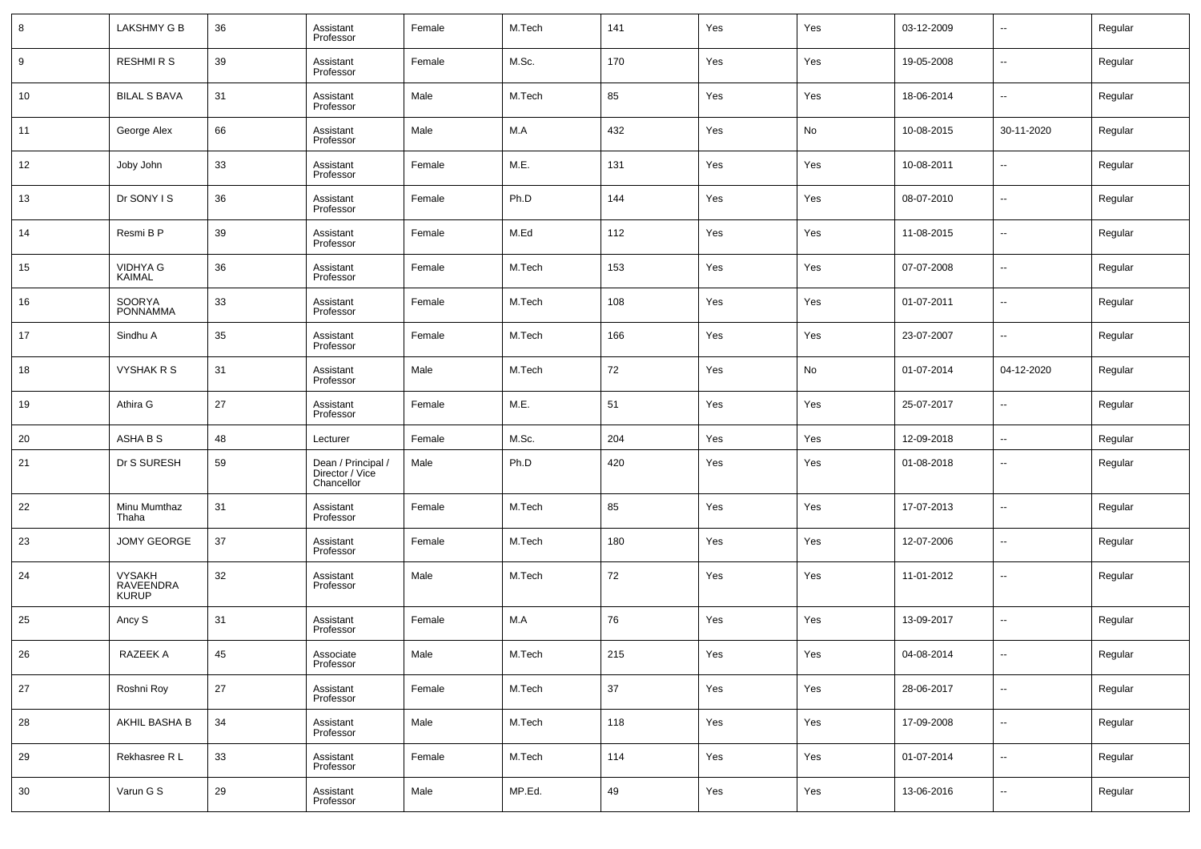| | | | | | | | | | | | |
|---|---|---|---|---|---|---|---|---|---|---|---|
| 8 | LAKSHMY G B | 36 | Assistant Professor | Female | M.Tech | 141 | Yes | Yes | 03-12-2009 | -- | Regular |
| 9 | RESHMI R S | 39 | Assistant Professor | Female | M.Sc. | 170 | Yes | Yes | 19-05-2008 | -- | Regular |
| 10 | BILAL S BAVA | 31 | Assistant Professor | Male | M.Tech | 85 | Yes | Yes | 18-06-2014 | -- | Regular |
| 11 | George Alex | 66 | Assistant Professor | Male | M.A | 432 | Yes | No | 10-08-2015 | 30-11-2020 | Regular |
| 12 | Joby John | 33 | Assistant Professor | Female | M.E. | 131 | Yes | Yes | 10-08-2011 | -- | Regular |
| 13 | Dr SONY I S | 36 | Assistant Professor | Female | Ph.D | 144 | Yes | Yes | 08-07-2010 | -- | Regular |
| 14 | Resmi B P | 39 | Assistant Professor | Female | M.Ed | 112 | Yes | Yes | 11-08-2015 | -- | Regular |
| 15 | VIDHYA G KAIMAL | 36 | Assistant Professor | Female | M.Tech | 153 | Yes | Yes | 07-07-2008 | -- | Regular |
| 16 | SOORYA PONNAMMA | 33 | Assistant Professor | Female | M.Tech | 108 | Yes | Yes | 01-07-2011 | -- | Regular |
| 17 | Sindhu A | 35 | Assistant Professor | Female | M.Tech | 166 | Yes | Yes | 23-07-2007 | -- | Regular |
| 18 | VYSHAK R S | 31 | Assistant Professor | Male | M.Tech | 72 | Yes | No | 01-07-2014 | 04-12-2020 | Regular |
| 19 | Athira G | 27 | Assistant Professor | Female | M.E. | 51 | Yes | Yes | 25-07-2017 | -- | Regular |
| 20 | ASHA B S | 48 | Lecturer | Female | M.Sc. | 204 | Yes | Yes | 12-09-2018 | -- | Regular |
| 21 | Dr S SURESH | 59 | Dean / Principal / Director / Vice Chancellor | Male | Ph.D | 420 | Yes | Yes | 01-08-2018 | -- | Regular |
| 22 | Minu Mumthaz Thaha | 31 | Assistant Professor | Female | M.Tech | 85 | Yes | Yes | 17-07-2013 | -- | Regular |
| 23 | JOMY GEORGE | 37 | Assistant Professor | Female | M.Tech | 180 | Yes | Yes | 12-07-2006 | -- | Regular |
| 24 | VYSAKH RAVEENDRA KURUP | 32 | Assistant Professor | Male | M.Tech | 72 | Yes | Yes | 11-01-2012 | -- | Regular |
| 25 | Ancy S | 31 | Assistant Professor | Female | M.A | 76 | Yes | Yes | 13-09-2017 | -- | Regular |
| 26 | RAZEEK A | 45 | Associate Professor | Male | M.Tech | 215 | Yes | Yes | 04-08-2014 | -- | Regular |
| 27 | Roshni Roy | 27 | Assistant Professor | Female | M.Tech | 37 | Yes | Yes | 28-06-2017 | -- | Regular |
| 28 | AKHIL BASHA B | 34 | Assistant Professor | Male | M.Tech | 118 | Yes | Yes | 17-09-2008 | -- | Regular |
| 29 | Rekhasree R L | 33 | Assistant Professor | Female | M.Tech | 114 | Yes | Yes | 01-07-2014 | -- | Regular |
| 30 | Varun G S | 29 | Assistant Professor | Male | MP.Ed. | 49 | Yes | Yes | 13-06-2016 | -- | Regular |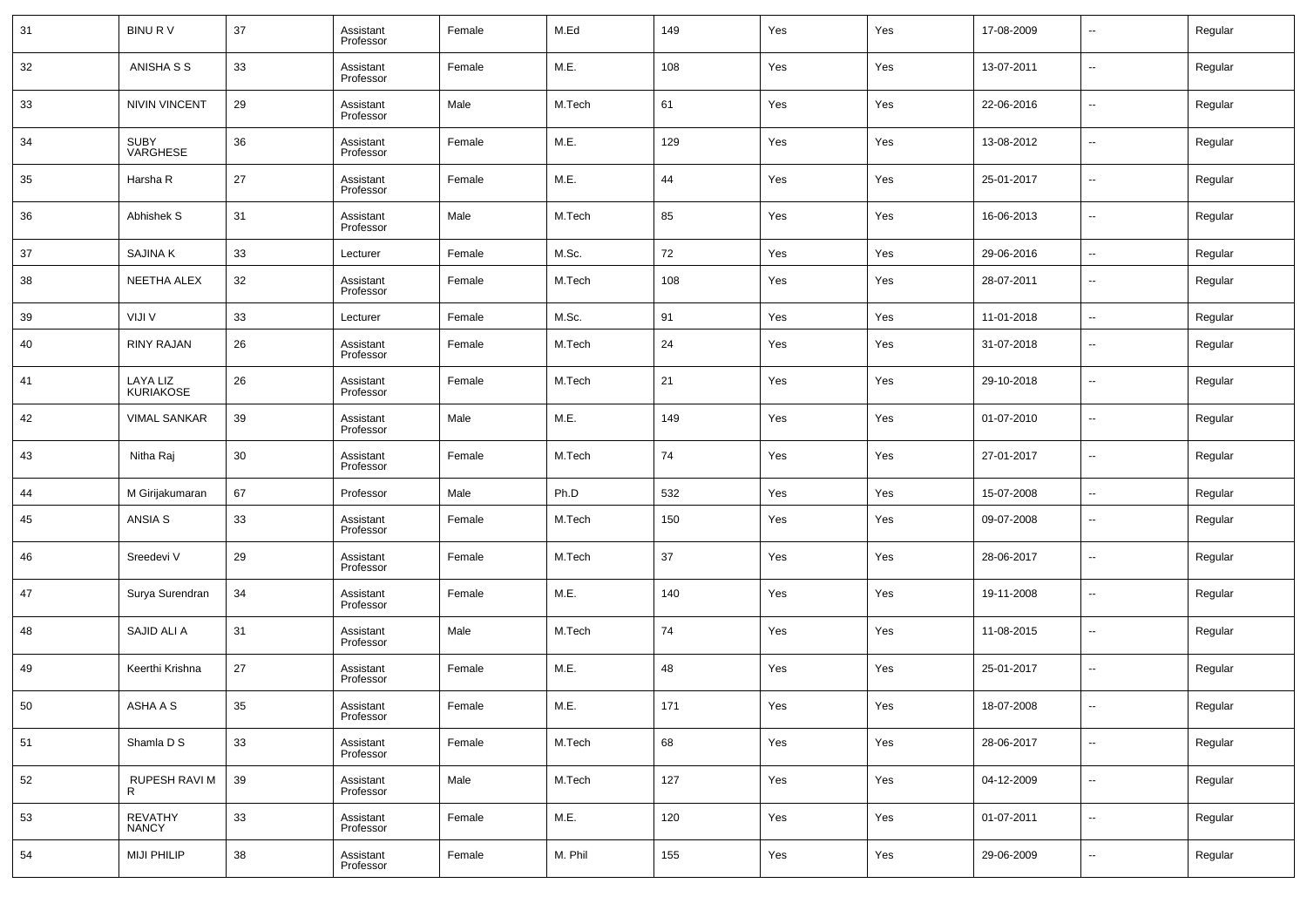| | | | | | | | | | | | |
|---|---|---|---|---|---|---|---|---|---|---|---|
| 31 | BINU R V | 37 | Assistant Professor | Female | M.Ed | 149 | Yes | Yes | 17-08-2009 | -- | Regular |
| 32 | ANISHA S S | 33 | Assistant Professor | Female | M.E. | 108 | Yes | Yes | 13-07-2011 | -- | Regular |
| 33 | NIVIN VINCENT | 29 | Assistant Professor | Male | M.Tech | 61 | Yes | Yes | 22-06-2016 | -- | Regular |
| 34 | SUBY VARGHESE | 36 | Assistant Professor | Female | M.E. | 129 | Yes | Yes | 13-08-2012 | -- | Regular |
| 35 | Harsha R | 27 | Assistant Professor | Female | M.E. | 44 | Yes | Yes | 25-01-2017 | -- | Regular |
| 36 | Abhishek S | 31 | Assistant Professor | Male | M.Tech | 85 | Yes | Yes | 16-06-2013 | -- | Regular |
| 37 | SAJINA K | 33 | Lecturer | Female | M.Sc. | 72 | Yes | Yes | 29-06-2016 | -- | Regular |
| 38 | NEETHA ALEX | 32 | Assistant Professor | Female | M.Tech | 108 | Yes | Yes | 28-07-2011 | -- | Regular |
| 39 | VIJI V | 33 | Lecturer | Female | M.Sc. | 91 | Yes | Yes | 11-01-2018 | -- | Regular |
| 40 | RINY RAJAN | 26 | Assistant Professor | Female | M.Tech | 24 | Yes | Yes | 31-07-2018 | -- | Regular |
| 41 | LAYA LIZ KURIAKOSE | 26 | Assistant Professor | Female | M.Tech | 21 | Yes | Yes | 29-10-2018 | -- | Regular |
| 42 | VIMAL SANKAR | 39 | Assistant Professor | Male | M.E. | 149 | Yes | Yes | 01-07-2010 | -- | Regular |
| 43 | Nitha Raj | 30 | Assistant Professor | Female | M.Tech | 74 | Yes | Yes | 27-01-2017 | -- | Regular |
| 44 | M Girijakumaran | 67 | Professor | Male | Ph.D | 532 | Yes | Yes | 15-07-2008 | -- | Regular |
| 45 | ANSIA S | 33 | Assistant Professor | Female | M.Tech | 150 | Yes | Yes | 09-07-2008 | -- | Regular |
| 46 | Sreedevi V | 29 | Assistant Professor | Female | M.Tech | 37 | Yes | Yes | 28-06-2017 | -- | Regular |
| 47 | Surya Surendran | 34 | Assistant Professor | Female | M.E. | 140 | Yes | Yes | 19-11-2008 | -- | Regular |
| 48 | SAJID ALI A | 31 | Assistant Professor | Male | M.Tech | 74 | Yes | Yes | 11-08-2015 | -- | Regular |
| 49 | Keerthi Krishna | 27 | Assistant Professor | Female | M.E. | 48 | Yes | Yes | 25-01-2017 | -- | Regular |
| 50 | ASHA A S | 35 | Assistant Professor | Female | M.E. | 171 | Yes | Yes | 18-07-2008 | -- | Regular |
| 51 | Shamla D S | 33 | Assistant Professor | Female | M.Tech | 68 | Yes | Yes | 28-06-2017 | -- | Regular |
| 52 | RUPESH RAVI M R | 39 | Assistant Professor | Male | M.Tech | 127 | Yes | Yes | 04-12-2009 | -- | Regular |
| 53 | REVATHY NANCY | 33 | Assistant Professor | Female | M.E. | 120 | Yes | Yes | 01-07-2011 | -- | Regular |
| 54 | MIJI PHILIP | 38 | Assistant Professor | Female | M. Phil | 155 | Yes | Yes | 29-06-2009 | -- | Regular |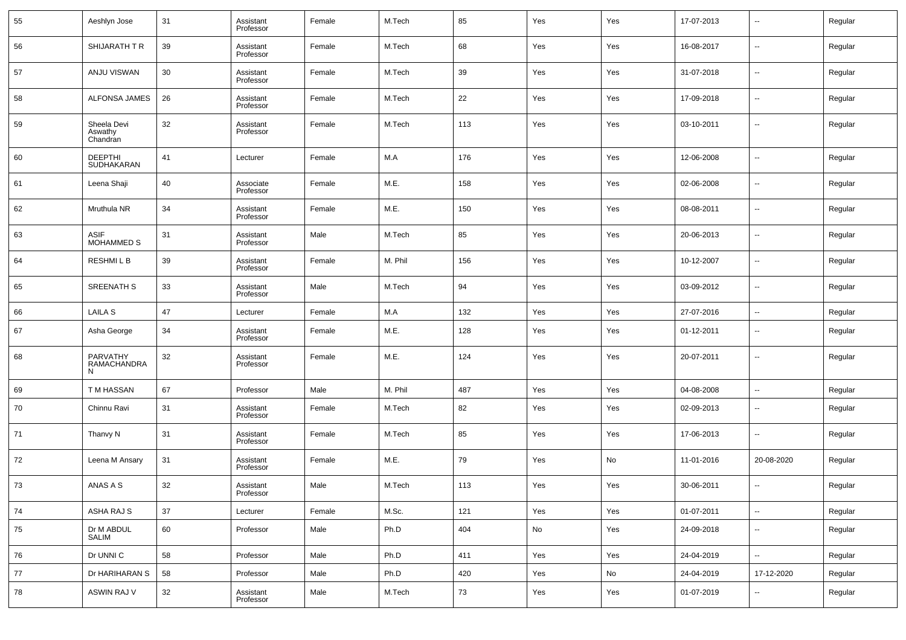| | | | | | | | | | | | |
|---|---|---|---|---|---|---|---|---|---|---|---|
| 55 | Aeshlyn Jose | 31 | Assistant Professor | Female | M.Tech | 85 | Yes | Yes | 17-07-2013 | -- | Regular |
| 56 | SHIJARATH T R | 39 | Assistant Professor | Female | M.Tech | 68 | Yes | Yes | 16-08-2017 | -- | Regular |
| 57 | ANJU VISWAN | 30 | Assistant Professor | Female | M.Tech | 39 | Yes | Yes | 31-07-2018 | -- | Regular |
| 58 | ALFONSA JAMES | 26 | Assistant Professor | Female | M.Tech | 22 | Yes | Yes | 17-09-2018 | -- | Regular |
| 59 | Sheela Devi Aswathy Chandran | 32 | Assistant Professor | Female | M.Tech | 113 | Yes | Yes | 03-10-2011 | -- | Regular |
| 60 | DEEPTHI SUDHAKARAN | 41 | Lecturer | Female | M.A | 176 | Yes | Yes | 12-06-2008 | -- | Regular |
| 61 | Leena Shaji | 40 | Associate Professor | Female | M.E. | 158 | Yes | Yes | 02-06-2008 | -- | Regular |
| 62 | Mruthula NR | 34 | Assistant Professor | Female | M.E. | 150 | Yes | Yes | 08-08-2011 | -- | Regular |
| 63 | ASIF MOHAMMED S | 31 | Assistant Professor | Male | M.Tech | 85 | Yes | Yes | 20-06-2013 | -- | Regular |
| 64 | RESHMI L B | 39 | Assistant Professor | Female | M. Phil | 156 | Yes | Yes | 10-12-2007 | -- | Regular |
| 65 | SREENATH S | 33 | Assistant Professor | Male | M.Tech | 94 | Yes | Yes | 03-09-2012 | -- | Regular |
| 66 | LAILA S | 47 | Lecturer | Female | M.A | 132 | Yes | Yes | 27-07-2016 | -- | Regular |
| 67 | Asha George | 34 | Assistant Professor | Female | M.E. | 128 | Yes | Yes | 01-12-2011 | -- | Regular |
| 68 | PARVATHY RAMACHANDRAN | 32 | Assistant Professor | Female | M.E. | 124 | Yes | Yes | 20-07-2011 | -- | Regular |
| 69 | T M HASSAN | 67 | Professor | Male | M. Phil | 487 | Yes | Yes | 04-08-2008 | -- | Regular |
| 70 | Chinnu Ravi | 31 | Assistant Professor | Female | M.Tech | 82 | Yes | Yes | 02-09-2013 | -- | Regular |
| 71 | Thanvy N | 31 | Assistant Professor | Female | M.Tech | 85 | Yes | Yes | 17-06-2013 | -- | Regular |
| 72 | Leena M Ansary | 31 | Assistant Professor | Female | M.E. | 79 | Yes | No | 11-01-2016 | 20-08-2020 | Regular |
| 73 | ANAS A S | 32 | Assistant Professor | Male | M.Tech | 113 | Yes | Yes | 30-06-2011 | -- | Regular |
| 74 | ASHA RAJ S | 37 | Lecturer | Female | M.Sc. | 121 | Yes | Yes | 01-07-2011 | -- | Regular |
| 75 | Dr M ABDUL SALIM | 60 | Professor | Male | Ph.D | 404 | No | Yes | 24-09-2018 | -- | Regular |
| 76 | Dr UNNI C | 58 | Professor | Male | Ph.D | 411 | Yes | Yes | 24-04-2019 | -- | Regular |
| 77 | Dr HARIHARAN S | 58 | Professor | Male | Ph.D | 420 | Yes | No | 24-04-2019 | 17-12-2020 | Regular |
| 78 | ASWIN RAJ V | 32 | Assistant Professor | Male | M.Tech | 73 | Yes | Yes | 01-07-2019 | -- | Regular |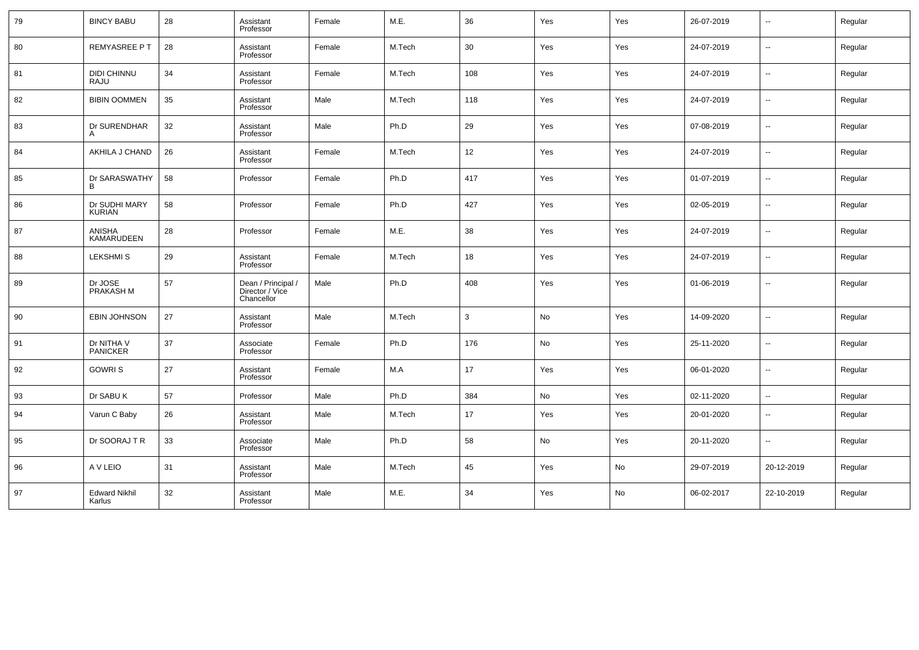| | | | | | | | | | | | |
|---|---|---|---|---|---|---|---|---|---|---|---|
| 79 | BINCY BABU | 28 | Assistant Professor | Female | M.E. | 36 | Yes | Yes | 26-07-2019 | -- | Regular |
| 80 | REMYASREE P T | 28 | Assistant Professor | Female | M.Tech | 30 | Yes | Yes | 24-07-2019 | -- | Regular |
| 81 | DIDI CHINNU RAJU | 34 | Assistant Professor | Female | M.Tech | 108 | Yes | Yes | 24-07-2019 | -- | Regular |
| 82 | BIBIN OOMMEN | 35 | Assistant Professor | Male | M.Tech | 118 | Yes | Yes | 24-07-2019 | -- | Regular |
| 83 | Dr SURENDHAR A | 32 | Assistant Professor | Male | Ph.D | 29 | Yes | Yes | 07-08-2019 | -- | Regular |
| 84 | AKHILA J CHAND | 26 | Assistant Professor | Female | M.Tech | 12 | Yes | Yes | 24-07-2019 | -- | Regular |
| 85 | Dr SARASWATHY B | 58 | Professor | Female | Ph.D | 417 | Yes | Yes | 01-07-2019 | -- | Regular |
| 86 | Dr SUDHI MARY KURIAN | 58 | Professor | Female | Ph.D | 427 | Yes | Yes | 02-05-2019 | -- | Regular |
| 87 | ANISHA KAMARUDEEN | 28 | Professor | Female | M.E. | 38 | Yes | Yes | 24-07-2019 | -- | Regular |
| 88 | LEKSHMI S | 29 | Assistant Professor | Female | M.Tech | 18 | Yes | Yes | 24-07-2019 | -- | Regular |
| 89 | Dr JOSE PRAKASH M | 57 | Dean / Principal / Director / Vice Chancellor | Male | Ph.D | 408 | Yes | Yes | 01-06-2019 | -- | Regular |
| 90 | EBIN JOHNSON | 27 | Assistant Professor | Male | M.Tech | 3 | No | Yes | 14-09-2020 | -- | Regular |
| 91 | Dr NITHA V PANICKER | 37 | Associate Professor | Female | Ph.D | 176 | No | Yes | 25-11-2020 | -- | Regular |
| 92 | GOWRI S | 27 | Assistant Professor | Female | M.A | 17 | Yes | Yes | 06-01-2020 | -- | Regular |
| 93 | Dr SABU K | 57 | Professor | Male | Ph.D | 384 | No | Yes | 02-11-2020 | -- | Regular |
| 94 | Varun C Baby | 26 | Assistant Professor | Male | M.Tech | 17 | Yes | Yes | 20-01-2020 | -- | Regular |
| 95 | Dr SOORAJ T R | 33 | Associate Professor | Male | Ph.D | 58 | No | Yes | 20-11-2020 | -- | Regular |
| 96 | A V LEIO | 31 | Assistant Professor | Male | M.Tech | 45 | Yes | No | 29-07-2019 | 20-12-2019 | Regular |
| 97 | Edward Nikhil Karlus | 32 | Assistant Professor | Male | M.E. | 34 | Yes | No | 06-02-2017 | 22-10-2019 | Regular |